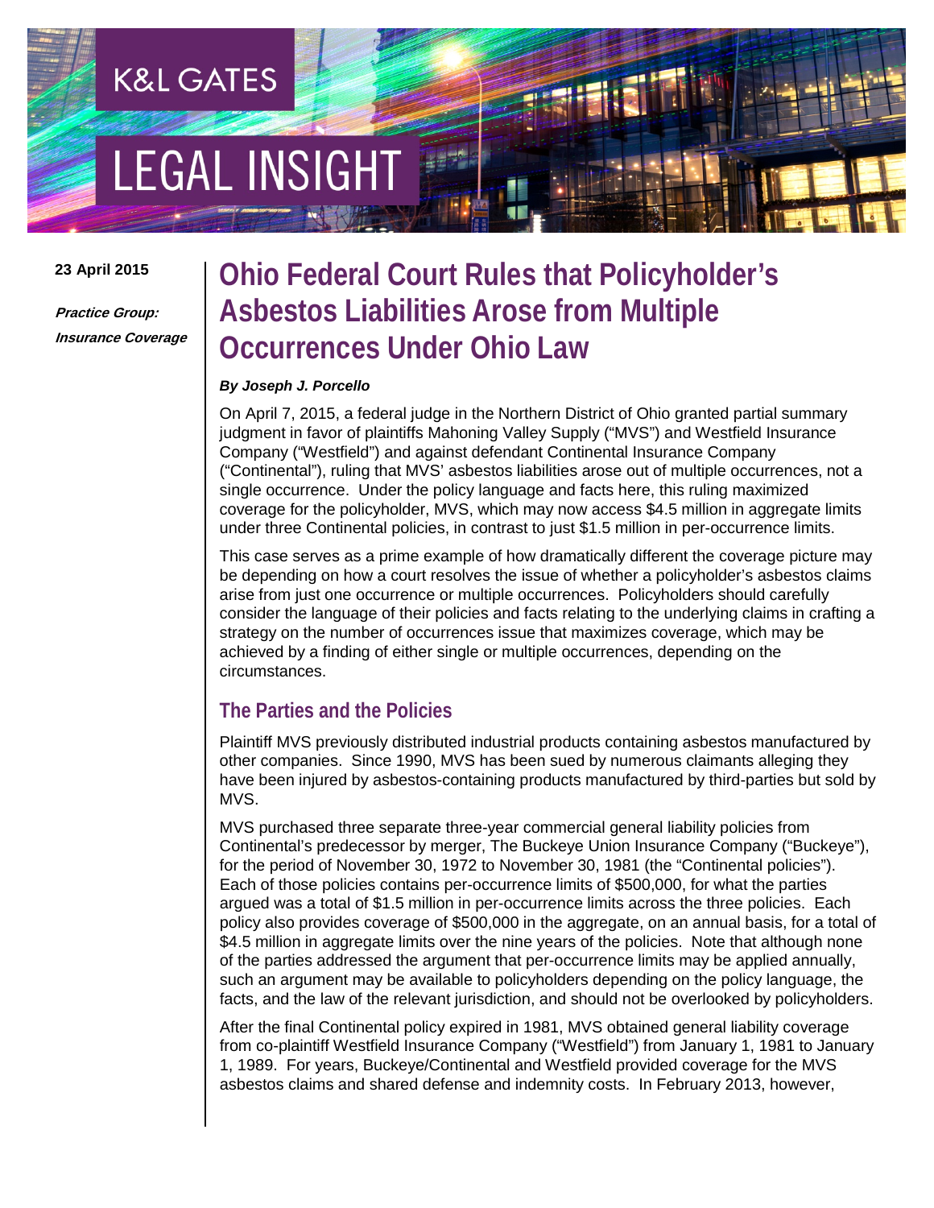K&L GATES

LEGAL INSIGHT

**23 April 2015**

***Practice Group:***
***Insurance Coverage***

# Ohio Federal Court Rules that Policyholder's Asbestos Liabilities Arose from Multiple Occurrences Under Ohio Law

***By Joseph J. Porcello***

On April 7, 2015, a federal judge in the Northern District of Ohio granted partial summary judgment in favor of plaintiffs Mahoning Valley Supply ("MVS") and Westfield Insurance Company ("Westfield") and against defendant Continental Insurance Company ("Continental"), ruling that MVS' asbestos liabilities arose out of multiple occurrences, not a single occurrence. Under the policy language and facts here, this ruling maximized coverage for the policyholder, MVS, which may now access $4.5 million in aggregate limits under three Continental policies, in contrast to just $1.5 million in per-occurrence limits.

This case serves as a prime example of how dramatically different the coverage picture may be depending on how a court resolves the issue of whether a policyholder's asbestos claims arise from just one occurrence or multiple occurrences. Policyholders should carefully consider the language of their policies and facts relating to the underlying claims in crafting a strategy on the number of occurrences issue that maximizes coverage, which may be achieved by a finding of either single or multiple occurrences, depending on the circumstances.

## The Parties and the Policies

Plaintiff MVS previously distributed industrial products containing asbestos manufactured by other companies. Since 1990, MVS has been sued by numerous claimants alleging they have been injured by asbestos-containing products manufactured by third-parties but sold by MVS.

MVS purchased three separate three-year commercial general liability policies from Continental's predecessor by merger, The Buckeye Union Insurance Company ("Buckeye"), for the period of November 30, 1972 to November 30, 1981 (the "Continental policies"). Each of those policies contains per-occurrence limits of $500,000, for what the parties argued was a total of $1.5 million in per-occurrence limits across the three policies. Each policy also provides coverage of $500,000 in the aggregate, on an annual basis, for a total of $4.5 million in aggregate limits over the nine years of the policies. Note that although none of the parties addressed the argument that per-occurrence limits may be applied annually, such an argument may be available to policyholders depending on the policy language, the facts, and the law of the relevant jurisdiction, and should not be overlooked by policyholders.

After the final Continental policy expired in 1981, MVS obtained general liability coverage from co-plaintiff Westfield Insurance Company ("Westfield") from January 1, 1981 to January 1, 1989. For years, Buckeye/Continental and Westfield provided coverage for the MVS asbestos claims and shared defense and indemnity costs. In February 2013, however,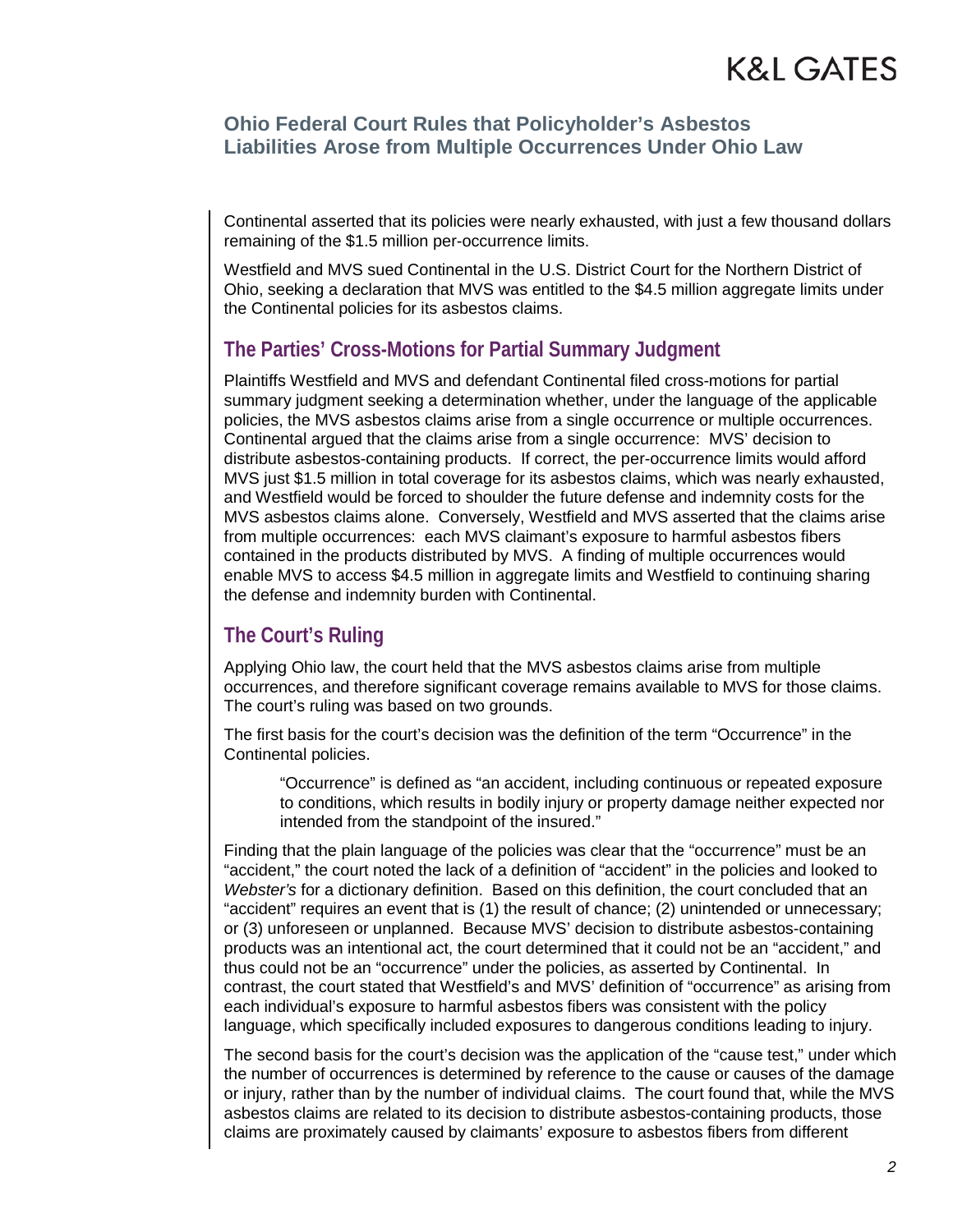Continental asserted that its policies were nearly exhausted, with just a few thousand dollars remaining of the $1.5 million per-occurrence limits.

Westfield and MVS sued Continental in the U.S. District Court for the Northern District of Ohio, seeking a declaration that MVS was entitled to the $4.5 million aggregate limits under the Continental policies for its asbestos claims.

## The Parties' Cross-Motions for Partial Summary Judgment

Plaintiffs Westfield and MVS and defendant Continental filed cross-motions for partial summary judgment seeking a determination whether, under the language of the applicable policies, the MVS asbestos claims arise from a single occurrence or multiple occurrences. Continental argued that the claims arise from a single occurrence: MVS' decision to distribute asbestos-containing products. If correct, the per-occurrence limits would afford MVS just $1.5 million in total coverage for its asbestos claims, which was nearly exhausted, and Westfield would be forced to shoulder the future defense and indemnity costs for the MVS asbestos claims alone. Conversely, Westfield and MVS asserted that the claims arise from multiple occurrences: each MVS claimant's exposure to harmful asbestos fibers contained in the products distributed by MVS. A finding of multiple occurrences would enable MVS to access $4.5 million in aggregate limits and Westfield to continuing sharing the defense and indemnity burden with Continental.

## The Court's Ruling

Applying Ohio law, the court held that the MVS asbestos claims arise from multiple occurrences, and therefore significant coverage remains available to MVS for those claims. The court's ruling was based on two grounds.

The first basis for the court's decision was the definition of the term "Occurrence" in the Continental policies.

> "Occurrence" is defined as "an accident, including continuous or repeated exposure to conditions, which results in bodily injury or property damage neither expected nor intended from the standpoint of the insured."

Finding that the plain language of the policies was clear that the "occurrence" must be an "accident," the court noted the lack of a definition of "accident" in the policies and looked to *Webster's* for a dictionary definition. Based on this definition, the court concluded that an "accident" requires an event that is (1) the result of chance; (2) unintended or unnecessary; or (3) unforeseen or unplanned. Because MVS' decision to distribute asbestos-containing products was an intentional act, the court determined that it could not be an "accident," and thus could not be an "occurrence" under the policies, as asserted by Continental. In contrast, the court stated that Westfield's and MVS' definition of "occurrence" as arising from each individual's exposure to harmful asbestos fibers was consistent with the policy language, which specifically included exposures to dangerous conditions leading to injury.

The second basis for the court's decision was the application of the "cause test," under which the number of occurrences is determined by reference to the cause or causes of the damage or injury, rather than by the number of individual claims. The court found that, while the MVS asbestos claims are related to its decision to distribute asbestos-containing products, those claims are proximately caused by claimants' exposure to asbestos fibers from different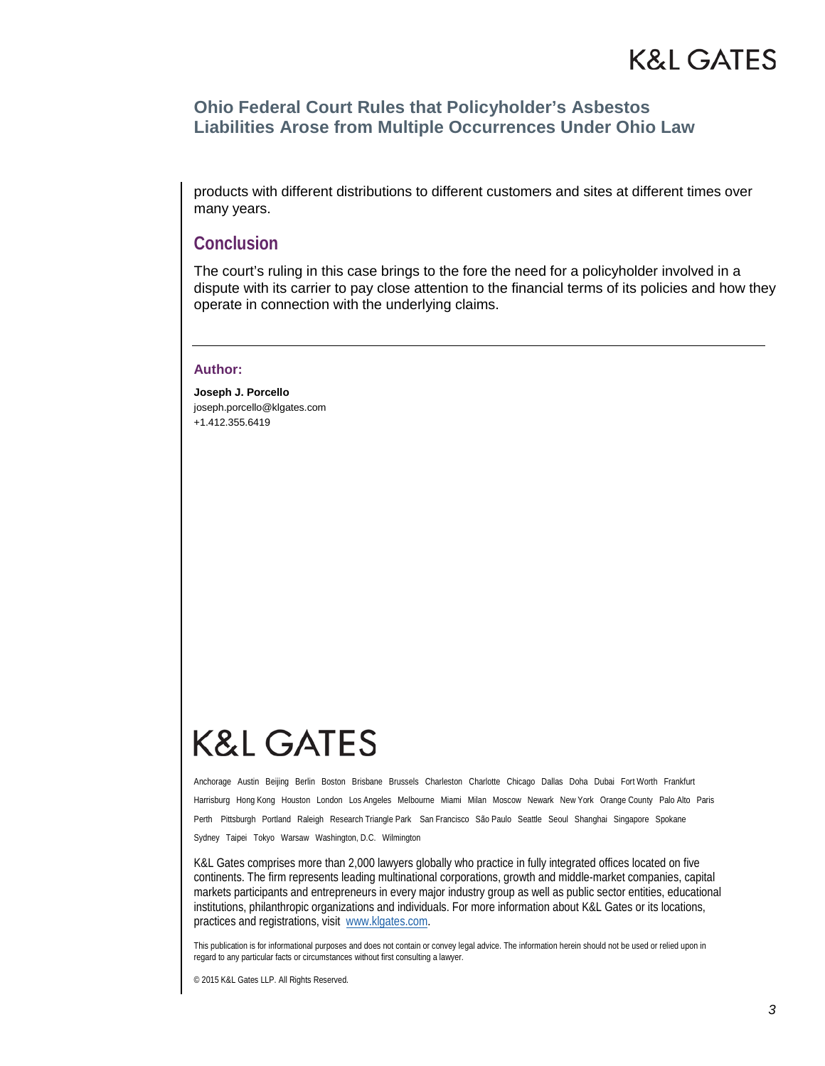products with different distributions to different customers and sites at different times over many years.

## Conclusion

The court's ruling in this case brings to the fore the need for a policyholder involved in a dispute with its carrier to pay close attention to the financial terms of its policies and how they operate in connection with the underlying claims.

---

**Author:**

**Joseph J. Porcello**
joseph.porcello@klgates.com
+1.412.355.6419

K&L GATES

Anchorage Austin Beijing Berlin Boston Brisbane Brussels Charleston Charlotte Chicago Dallas Doha Dubai Fort Worth Frankfurt Harrisburg Hong Kong Houston London Los Angeles Melbourne Miami Milan Moscow Newark New York Orange County Palo Alto Paris Perth Pittsburgh Portland Raleigh Research Triangle Park San Francisco São Paulo Seattle Seoul Shanghai Singapore Spokane Sydney Taipei Tokyo Warsaw Washington, D.C. Wilmington

K&L Gates comprises more than 2,000 lawyers globally who practice in fully integrated offices located on five continents. The firm represents leading multinational corporations, growth and middle-market companies, capital markets participants and entrepreneurs in every major industry group as well as public sector entities, educational institutions, philanthropic organizations and individuals. For more information about K&L Gates or its locations, practices and registrations, visit www.klgates.com.

This publication is for informational purposes and does not contain or convey legal advice. The information herein should not be used or relied upon in regard to any particular facts or circumstances without first consulting a lawyer.

© 2015 K&L Gates LLP. All Rights Reserved.